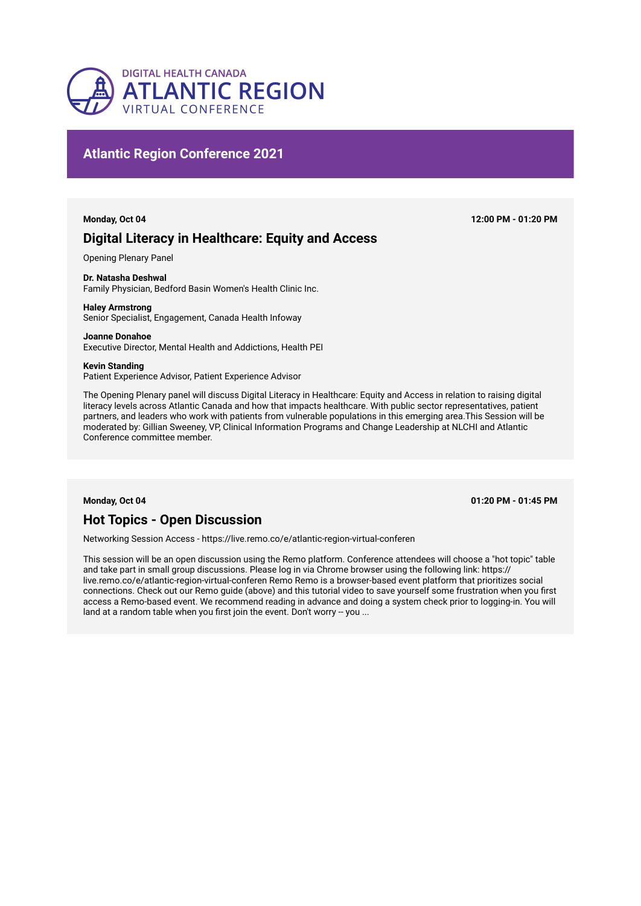DIGITAL HEALTH CANADA
# ATLANTIC REGION
VIRTUAL CONFERENCE

## Atlantic Region Conference 2021

**Monday, Oct 04** **12:00 PM - 01:20 PM**

### Digital Literacy in Healthcare: Equity and Access

Opening Plenary Panel

**Dr. Natasha Deshwal**
Family Physician, Bedford Basin Women's Health Clinic Inc.

**Haley Armstrong**
Senior Specialist, Engagement, Canada Health Infoway

**Joanne Donahoe**
Executive Director, Mental Health and Addictions, Health PEI

**Kevin Standing**
Patient Experience Advisor, Patient Experience Advisor

The Opening Plenary panel will discuss Digital Literacy in Healthcare: Equity and Access in relation to raising digital literacy levels across Atlantic Canada and how that impacts healthcare. With public sector representatives, patient partners, and leaders who work with patients from vulnerable populations in this emerging area.This Session will be moderated by: Gillian Sweeney, VP, Clinical Information Programs and Change Leadership at NLCHI and Atlantic Conference committee member.

**Monday, Oct 04** **01:20 PM - 01:45 PM**

### Hot Topics - Open Discussion

Networking Session Access - https://live.remo.co/e/atlantic-region-virtual-conferen

This session will be an open discussion using the Remo platform. Conference attendees will choose a "hot topic" table and take part in small group discussions. Please log in via Chrome browser using the following link: https://live.remo.co/e/atlantic-region-virtual-conferen Remo Remo is a browser-based event platform that prioritizes social connections. Check out our Remo guide (above) and this tutorial video to save yourself some frustration when you first access a Remo-based event. We recommend reading in advance and doing a system check prior to logging-in. You will land at a random table when you first join the event. Don't worry -- you ...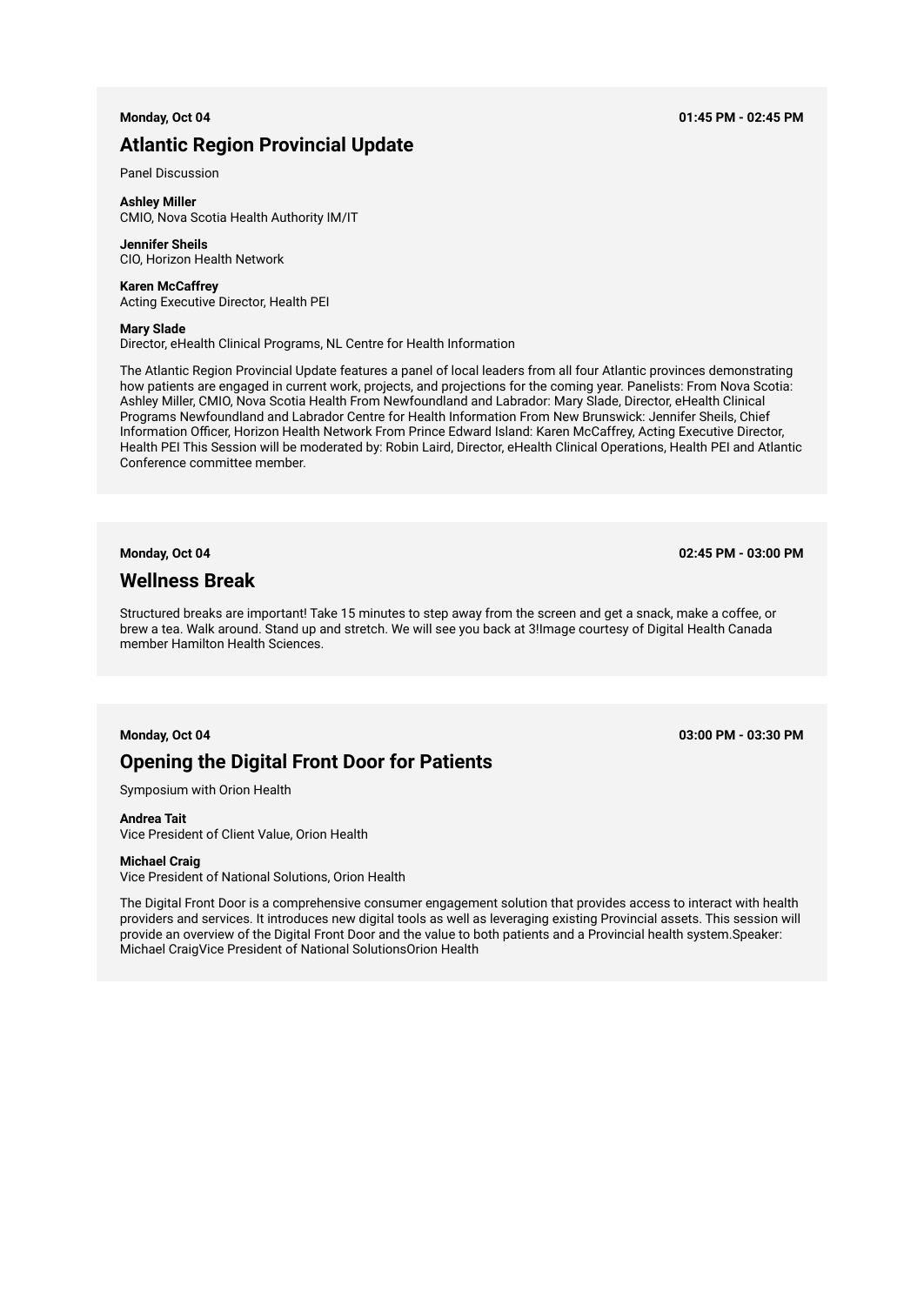**Monday, Oct 04** **01:45 PM - 02:45 PM**

## Atlantic Region Provincial Update

Panel Discussion

**Ashley Miller**
CMIO, Nova Scotia Health Authority IM/IT

**Jennifer Sheils**
CIO, Horizon Health Network

**Karen McCaffrey**
Acting Executive Director, Health PEI

**Mary Slade**
Director, eHealth Clinical Programs, NL Centre for Health Information

The Atlantic Region Provincial Update features a panel of local leaders from all four Atlantic provinces demonstrating how patients are engaged in current work, projects, and projections for the coming year. Panelists: From Nova Scotia: Ashley Miller, CMIO, Nova Scotia Health From Newfoundland and Labrador: Mary Slade, Director, eHealth Clinical Programs Newfoundland and Labrador Centre for Health Information From New Brunswick: Jennifer Sheils, Chief Information Officer, Horizon Health Network From Prince Edward Island: Karen McCaffrey, Acting Executive Director, Health PEI This Session will be moderated by: Robin Laird, Director, eHealth Clinical Operations, Health PEI and Atlantic Conference committee member.

**Monday, Oct 04** **02:45 PM - 03:00 PM**

## Wellness Break

Structured breaks are important! Take 15 minutes to step away from the screen and get a snack, make a coffee, or brew a tea. Walk around. Stand up and stretch. We will see you back at 3!Image courtesy of Digital Health Canada member Hamilton Health Sciences.

**Monday, Oct 04** **03:00 PM - 03:30 PM**

## Opening the Digital Front Door for Patients

Symposium with Orion Health

**Andrea Tait**
Vice President of Client Value, Orion Health

**Michael Craig**
Vice President of National Solutions, Orion Health

The Digital Front Door is a comprehensive consumer engagement solution that provides access to interact with health providers and services. It introduces new digital tools as well as leveraging existing Provincial assets. This session will provide an overview of the Digital Front Door and the value to both patients and a Provincial health system.Speaker: Michael CraigVice President of National SolutionsOrion Health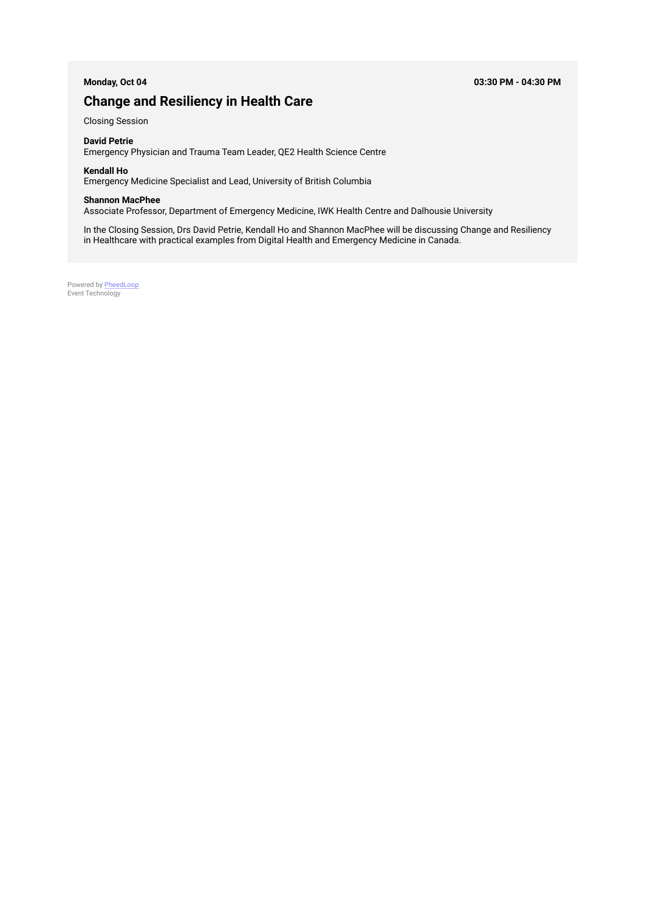**Monday, Oct 04** **03:30 PM - 04:30 PM**

## Change and Resiliency in Health Care

Closing Session

**David Petrie**
Emergency Physician and Trauma Team Leader, QE2 Health Science Centre

**Kendall Ho**
Emergency Medicine Specialist and Lead, University of British Columbia

**Shannon MacPhee**
Associate Professor, Department of Emergency Medicine, IWK Health Centre and Dalhousie University

In the Closing Session, Drs David Petrie, Kendall Ho and Shannon MacPhee will be discussing Change and Resiliency in Healthcare with practical examples from Digital Health and Emergency Medicine in Canada.

Powered by PheedLoop
Event Technology